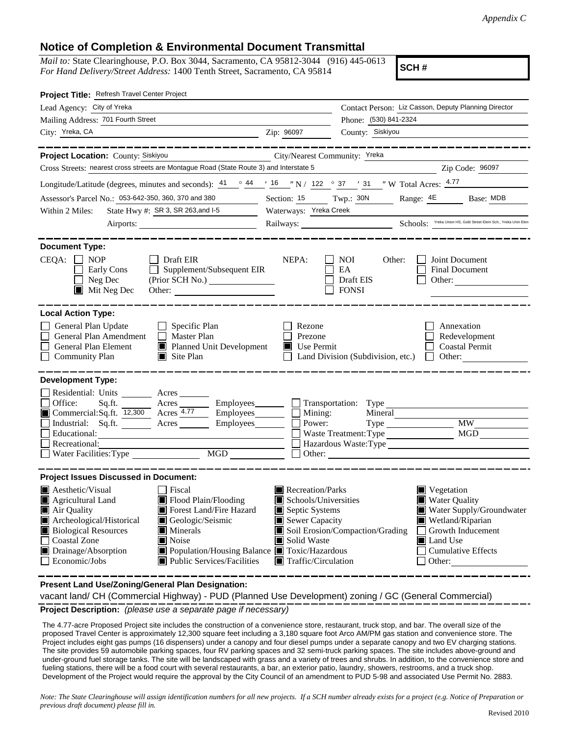*Appendix C*

# Notice of Completion & Environmental Document Transmittal

*Mail to:* State Clearinghouse, P.O. Box 3044, Sacramento, CA 95812-3044 (916) 445-0613
*For Hand Delivery/Street Address:* 1400 Tenth Street, Sacramento, CA 95814

**SCH #**

**Project Title:** Refresh Travel Center Project

Lead Agency: City of Yreka
Contact Person: Liz Casson, Deputy Planning Director
Mailing Address: 701 Fourth Street
Phone: (530) 841-2324
City: Yreka, CA
Zip: 96097
County: Siskiyou

**Project Location:** County: Siskiyou
City/Nearest Community: Yreka
Cross Streets: nearest cross streets are Montague Road (State Route 3) and Interstate 5
Zip Code: 96097
Longitude/Latitude (degrees, minutes and seconds): 41 ° 44 ′ 16 ″ N / 122 ° 37 ′ 31 ″ W Total Acres: 4.77
Assessor's Parcel No.: 053-642-350, 360, 370 and 380
Section: 15 Twp.: 30N Range: 4E Base: MDB
Within 2 Miles: State Hwy #: SR 3, SR 263,and I-5
Waterways: Yreka Creek
Airports:
Railways:
Schools: Yreka Union HS, Gold Street Elem Sch., Yreka Unin Elem

**Document Type:**

CEQA:
- [ ] NOP
- [ ] Early Cons
- [ ] Neg Dec
- [x] Mit Neg Dec
- [ ] Draft EIR
- [ ] Supplement/Subsequent EIR (Prior SCH No.)
- Other:

NEPA:
- [ ] NOI
- [ ] EA
- [ ] Draft EIS
- [ ] FONSI

Other:
- [ ] Joint Document
- [ ] Final Document
- [ ] Other:

**Local Action Type:**

- [ ] General Plan Update
- [ ] General Plan Amendment
- [ ] General Plan Element
- [ ] Community Plan
- [ ] Specific Plan
- [ ] Master Plan
- [x] Planned Unit Development
- [x] Site Plan
- [ ] Rezone
- [ ] Prezone
- [x] Use Permit
- [ ] Land Division (Subdivision, etc.)
- [ ] Annexation
- [ ] Redevelopment
- [ ] Coastal Permit
- [ ] Other:

**Development Type:**

- [ ] Residential: Units ____ Acres ____
- [ ] Office: Sq.ft. ____ Acres ____ Employees ____
- [x] Commercial: Sq.ft. 12,300 Acres 4.77 Employees ____
- [ ] Industrial: Sq.ft. ____ Acres ____ Employees ____
- [ ] Educational:
- [ ] Recreational:
- [ ] Water Facilities: Type ____ MGD ____
- [ ] Transportation: Type
- [ ] Mining: Mineral
- [ ] Power: Type ____ MW
- [ ] Waste Treatment: Type ____ MGD
- [ ] Hazardous Waste: Type
- [ ] Other:

**Project Issues Discussed in Document:**

- [x] Aesthetic/Visual
- [x] Agricultural Land
- [x] Air Quality
- [x] Archeological/Historical
- [x] Biological Resources
- [ ] Coastal Zone
- [x] Drainage/Absorption
- [ ] Economic/Jobs
- [ ] Fiscal
- [x] Flood Plain/Flooding
- [x] Forest Land/Fire Hazard
- [x] Geologic/Seismic
- [x] Minerals
- [x] Noise
- [x] Population/Housing Balance
- [x] Public Services/Facilities
- [x] Recreation/Parks
- [x] Schools/Universities
- [x] Septic Systems
- [x] Sewer Capacity
- [x] Soil Erosion/Compaction/Grading
- [x] Solid Waste
- [x] Toxic/Hazardous
- [x] Traffic/Circulation
- [x] Vegetation
- [x] Water Quality
- [x] Water Supply/Groundwater
- [x] Wetland/Riparian
- [ ] Growth Inducement
- [x] Land Use
- [ ] Cumulative Effects
- [ ] Other:

**Present Land Use/Zoning/General Plan Designation:**

vacant land/ CH (Commercial Highway) - PUD (Planned Use Development) zoning / GC (General Commercial)

**Project Description:** *(please use a separate page if necessary)*

The 4.77-acre Proposed Project site includes the construction of a convenience store, restaurant, truck stop, and bar. The overall size of the proposed Travel Center is approximately 12,300 square feet including a 3,180 square foot Arco AM/PM gas station and convenience store. The Project includes eight gas pumps (16 dispensers) under a canopy and four diesel pumps under a separate canopy and two EV charging stations. The site provides 59 automobile parking spaces, four RV parking spaces and 32 semi-truck parking spaces. The site includes above-ground and under-ground fuel storage tanks. The site will be landscaped with grass and a variety of trees and shrubs. In addition, to the convenience store and fueling stations, there will be a food court with several restaurants, a bar, an exterior patio, laundry, showers, restrooms, and a truck shop. Development of the Project would require the approval by the City Council of an amendment to PUD 5-98 and associated Use Permit No. 2883.

*Note: The State Clearinghouse will assign identification numbers for all new projects. If a SCH number already exists for a project (e.g. Notice of Preparation or previous draft document) please fill in.*

Revised 2010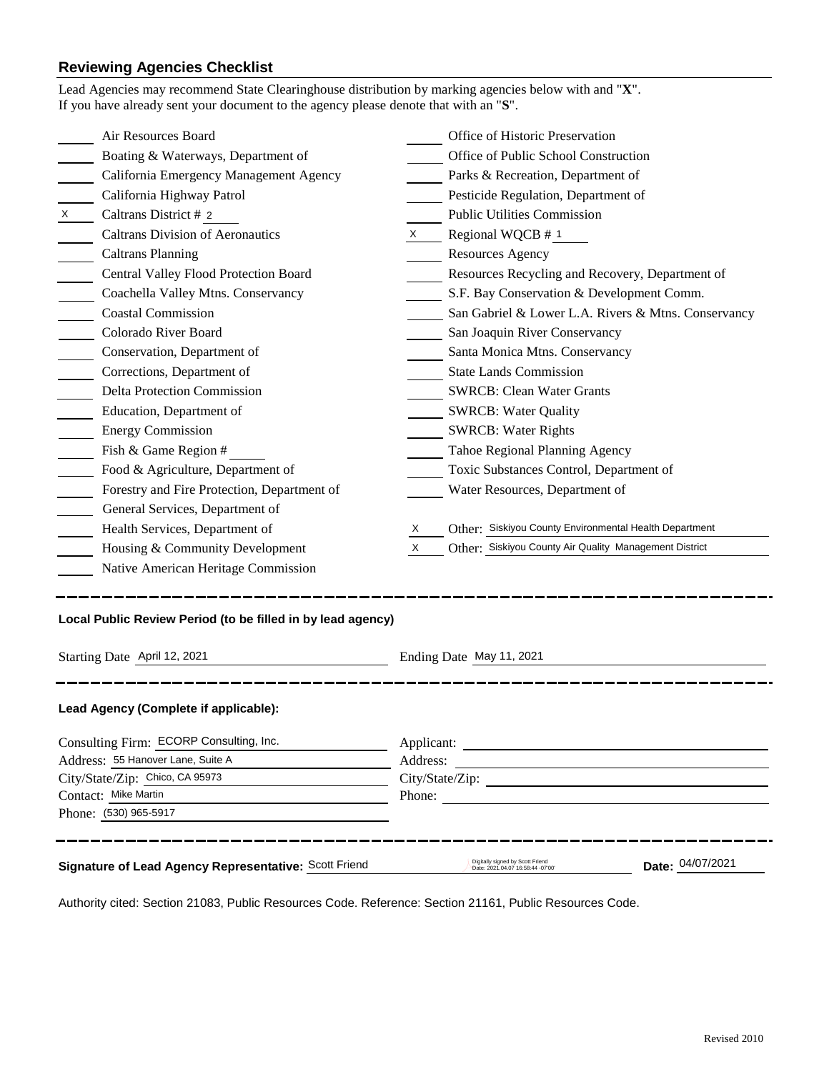## Reviewing Agencies Checklist

Lead Agencies may recommend State Clearinghouse distribution by marking agencies below with and "**X**".
If you have already sent your document to the agency please denote that with an "**S**".

| | | | |
|---|---|---|---|
| | Air Resources Board | | Office of Historic Preservation |
| | Boating & Waterways, Department of | | Office of Public School Construction |
| | California Emergency Management Agency | | Parks & Recreation, Department of |
| | California Highway Patrol | | Pesticide Regulation, Department of |
| X | Caltrans District # 2 | | Public Utilities Commission |
| | Caltrans Division of Aeronautics | X | Regional WQCB # 1 |
| | Caltrans Planning | | Resources Agency |
| | Central Valley Flood Protection Board | | Resources Recycling and Recovery, Department of |
| | Coachella Valley Mtns. Conservancy | | S.F. Bay Conservation & Development Comm. |
| | Coastal Commission | | San Gabriel & Lower L.A. Rivers & Mtns. Conservancy |
| | Colorado River Board | | San Joaquin River Conservancy |
| | Conservation, Department of | | Santa Monica Mtns. Conservancy |
| | Corrections, Department of | | State Lands Commission |
| | Delta Protection Commission | | SWRCB: Clean Water Grants |
| | Education, Department of | | SWRCB: Water Quality |
| | Energy Commission | | SWRCB: Water Rights |
| | Fish & Game Region # | | Tahoe Regional Planning Agency |
| | Food & Agriculture, Department of | | Toxic Substances Control, Department of |
| | Forestry and Fire Protection, Department of | | Water Resources, Department of |
| | General Services, Department of | | |
| | Health Services, Department of | X | Other: Siskiyou County Environmental Health Department |
| | Housing & Community Development | X | Other: Siskiyou County Air Quality Management District |
| | Native American Heritage Commission | | |

---

### Local Public Review Period (to be filled in by lead agency)

Starting Date April 12, 2021

Ending Date May 11, 2021

---

### Lead Agency (Complete if applicable):

Consulting Firm: ECORP Consulting, Inc.
Address: 55 Hanover Lane, Suite A
City/State/Zip: Chico, CA 95973
Contact: Mike Martin
Phone: (530) 965-5917

Applicant:
Address:
City/State/Zip:
Phone:

---

**Signature of Lead Agency Representative:** Scott Friend

Digitally signed by Scott Friend
Date: 2021.04.07 16:58:44 -07'00'

**Date:** 04/07/2021

Authority cited: Section 21083, Public Resources Code. Reference: Section 21161, Public Resources Code.

Revised 2010